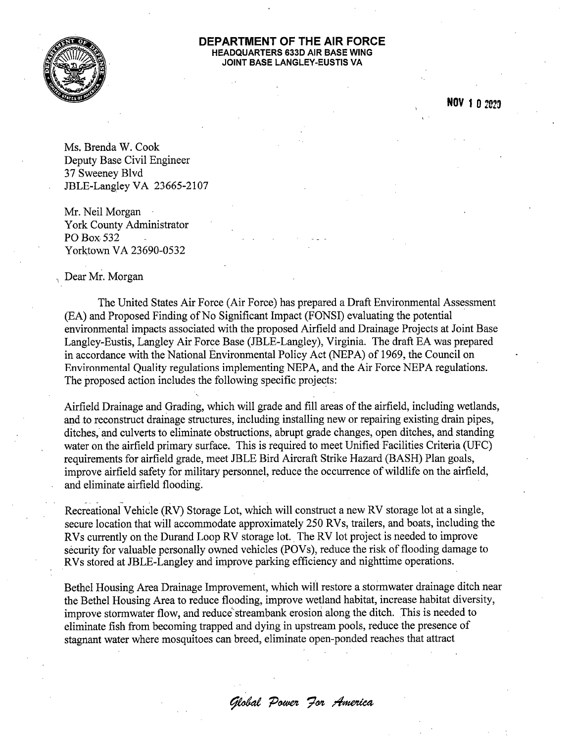**DEPARTMENT OF THE AIR FORCE**
**HEADQUARTERS 633D AIR BASE WING**
**JOINT BASE LANGLEY-EUSTIS VA**

NOV 10 2020

Ms. Brenda W. Cook
Deputy Base Civil Engineer
37 Sweeney Blvd
JBLE-Langley VA 23665-2107

Mr. Neil Morgan
York County Administrator
PO Box 532
Yorktown VA 23690-0532

Dear Mr. Morgan

The United States Air Force (Air Force) has prepared a Draft Environmental Assessment (EA) and Proposed Finding of No Significant Impact (FONSI) evaluating the potential environmental impacts associated with the proposed Airfield and Drainage Projects at Joint Base Langley-Eustis, Langley Air Force Base (JBLE-Langley), Virginia. The draft EA was prepared in accordance with the National Environmental Policy Act (NEPA) of 1969, the Council on Environmental Quality regulations implementing NEPA, and the Air Force NEPA regulations. The proposed action includes the following specific projects:

Airfield Drainage and Grading, which will grade and fill areas of the airfield, including wetlands, and to reconstruct drainage structures, including installing new or repairing existing drain pipes, ditches, and culverts to eliminate obstructions, abrupt grade changes, open ditches, and standing water on the airfield primary surface. This is required to meet Unified Facilities Criteria (UFC) requirements for airfield grade, meet JBLE Bird Aircraft Strike Hazard (BASH) Plan goals, improve airfield safety for military personnel, reduce the occurrence of wildlife on the airfield, and eliminate airfield flooding.

Recreational Vehicle (RV) Storage Lot, which will construct a new RV storage lot at a single, secure location that will accommodate approximately 250 RVs, trailers, and boats, including the RVs currently on the Durand Loop RV storage lot. The RV lot project is needed to improve security for valuable personally owned vehicles (POVs), reduce the risk of flooding damage to RVs stored at JBLE-Langley and improve parking efficiency and nighttime operations.

Bethel Housing Area Drainage Improvement, which will restore a stormwater drainage ditch near the Bethel Housing Area to reduce flooding, improve wetland habitat, increase habitat diversity, improve stormwater flow, and reduce streambank erosion along the ditch. This is needed to eliminate fish from becoming trapped and dying in upstream pools, reduce the presence of stagnant water where mosquitoes can breed, eliminate open-ponded reaches that attract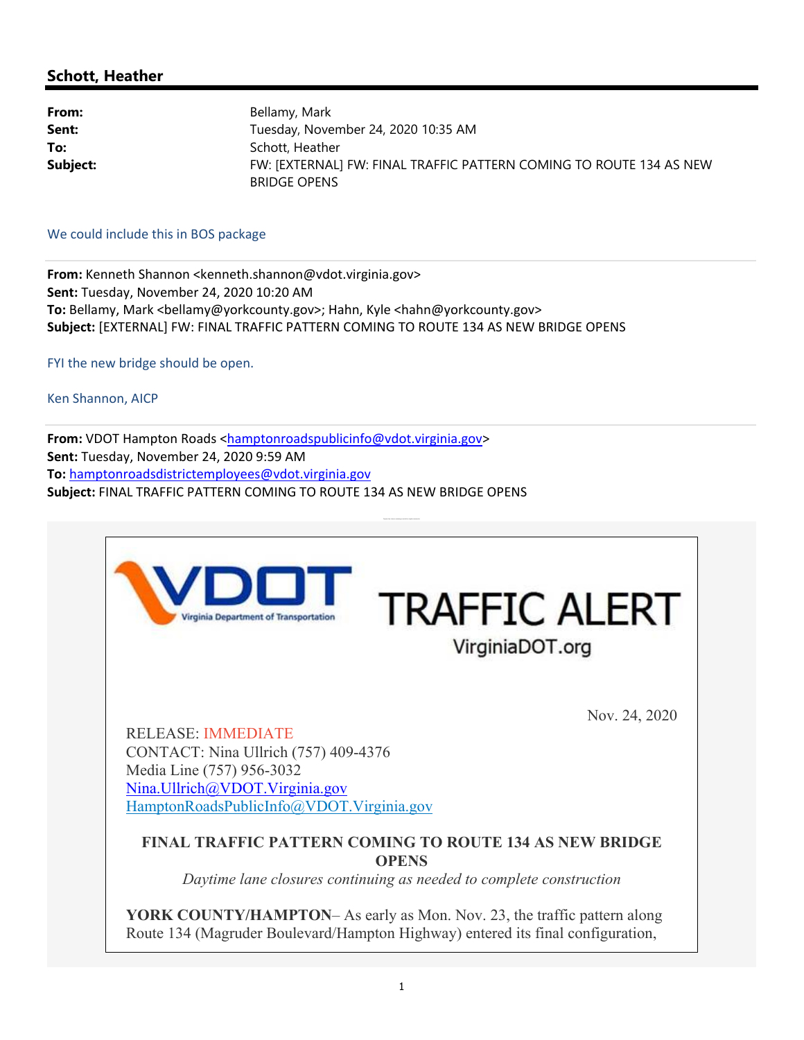# Schott, Heather

| | |
|---|---|
| **From:** | Bellamy, Mark |
| **Sent:** | Tuesday, November 24, 2020 10:35 AM |
| **To:** | Schott, Heather |
| **Subject:** | FW: [EXTERNAL] FW: FINAL TRAFFIC PATTERN COMING TO ROUTE 134 AS NEW BRIDGE OPENS |

We could include this in BOS package

**From:** Kenneth Shannon <kenneth.shannon@vdot.virginia.gov>
**Sent:** Tuesday, November 24, 2020 10:20 AM
**To:** Bellamy, Mark <bellamy@yorkcounty.gov>; Hahn, Kyle <hahn@yorkcounty.gov>
**Subject:** [EXTERNAL] FW: FINAL TRAFFIC PATTERN COMING TO ROUTE 134 AS NEW BRIDGE OPENS

FYI the new bridge should be open.

Ken Shannon, AICP

**From:** VDOT Hampton Roads <hamptonroadspublicinfo@vdot.virginia.gov>
**Sent:** Tuesday, November 24, 2020 9:59 AM
**To:** hamptonroadsdistrictemployees@vdot.virginia.gov
**Subject:** FINAL TRAFFIC PATTERN COMING TO ROUTE 134 AS NEW BRIDGE OPENS

VDOT Virginia Department of Transportation

TRAFFIC ALERT
VirginiaDOT.org

Nov. 24, 2020

RELEASE: IMMEDIATE
CONTACT: Nina Ullrich (757) 409-4376
Media Line (757) 956-3032
Nina.Ullrich@VDOT.Virginia.gov
HamptonRoadsPublicInfo@VDOT.Virginia.gov

**FINAL TRAFFIC PATTERN COMING TO ROUTE 134 AS NEW BRIDGE OPENS**

*Daytime lane closures continuing as needed to complete construction*

**YORK COUNTY/HAMPTON**– As early as Mon. Nov. 23, the traffic pattern along Route 134 (Magruder Boulevard/Hampton Highway) entered its final configuration,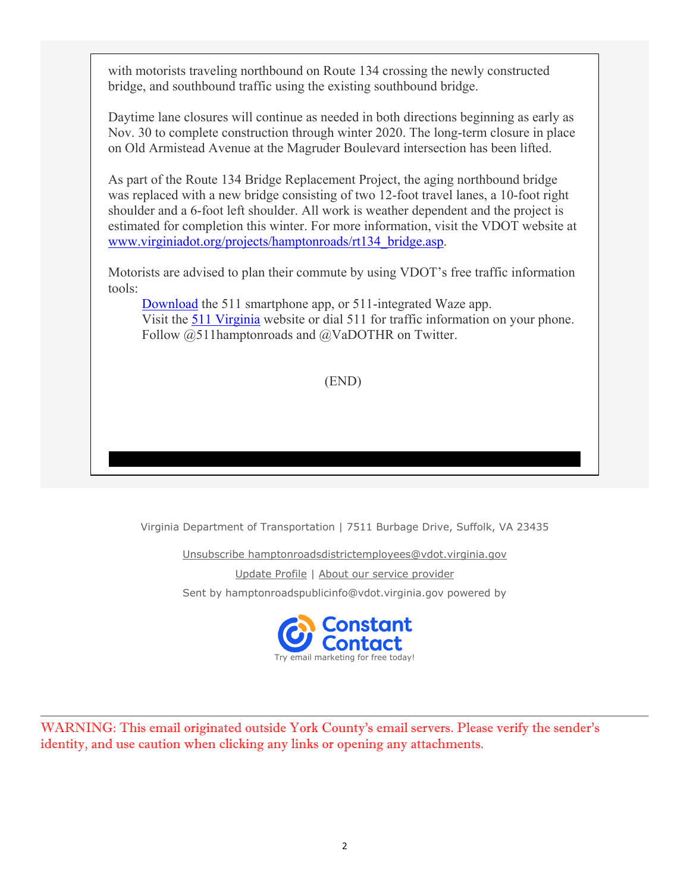with motorists traveling northbound on Route 134 crossing the newly constructed bridge, and southbound traffic using the existing southbound bridge.

Daytime lane closures will continue as needed in both directions beginning as early as Nov. 30 to complete construction through winter 2020. The long-term closure in place on Old Armistead Avenue at the Magruder Boulevard intersection has been lifted.

As part of the Route 134 Bridge Replacement Project, the aging northbound bridge was replaced with a new bridge consisting of two 12-foot travel lanes, a 10-foot right shoulder and a 6-foot left shoulder. All work is weather dependent and the project is estimated for completion this winter. For more information, visit the VDOT website at www.virginiadot.org/projects/hamptonroads/rt134_bridge.asp.

Motorists are advised to plan their commute by using VDOT's free traffic information tools:

Download the 511 smartphone app, or 511-integrated Waze app.
Visit the 511 Virginia website or dial 511 for traffic information on your phone.
Follow @511hamptonroads and @VaDOTHR on Twitter.

(END)

Virginia Department of Transportation | 7511 Burbage Drive, Suffolk, VA 23435

Unsubscribe hamptonroadsdistrictemployees@vdot.virginia.gov

Update Profile | About our service provider

Sent by hamptonroadspublicinfo@vdot.virginia.gov powered by

Constant Contact
Try email marketing for free today!

WARNING: This email originated outside York County's email servers. Please verify the sender's identity, and use caution when clicking any links or opening any attachments.